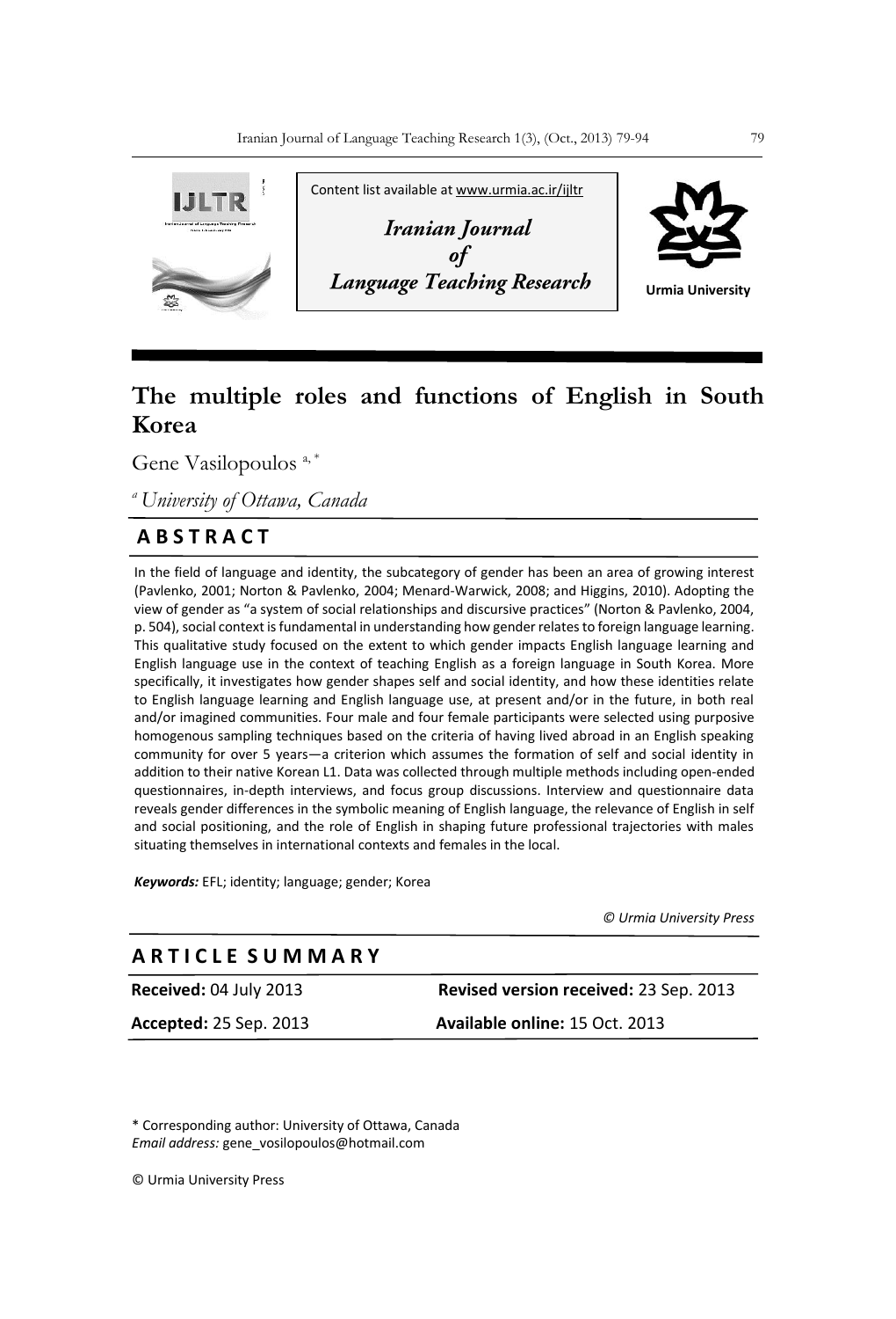Content list available at www.urmia.ac.ir/ijltr

*Iranian Journal of Language Teaching Research*

Urmia University

# The multiple roles and functions of English in South Korea

Gene Vasilopoulos [a, *]

[a] *University of Ottawa, Canada*

## ABSTRACT

In the field of language and identity, the subcategory of gender has been an area of growing interest (Pavlenko, 2001; Norton & Pavlenko, 2004; Menard-Warwick, 2008; and Higgins, 2010). Adopting the view of gender as "a system of social relationships and discursive practices" (Norton & Pavlenko, 2004, p. 504), social context is fundamental in understanding how gender relates to foreign language learning. This qualitative study focused on the extent to which gender impacts English language learning and English language use in the context of teaching English as a foreign language in South Korea. More specifically, it investigates how gender shapes self and social identity, and how these identities relate to English language learning and English language use, at present and/or in the future, in both real and/or imagined communities. Four male and four female participants were selected using purposive homogenous sampling techniques based on the criteria of having lived abroad in an English speaking community for over 5 years—a criterion which assumes the formation of self and social identity in addition to their native Korean L1. Data was collected through multiple methods including open-ended questionnaires, in-depth interviews, and focus group discussions. Interview and questionnaire data reveals gender differences in the symbolic meaning of English language, the relevance of English in self and social positioning, and the role of English in shaping future professional trajectories with males situating themselves in international contexts and females in the local.

***Keywords:*** EFL; identity; language; gender; Korea

*© Urmia University Press*

## ARTICLE SUMMARY

| | |
|---|---|
| **Received:** 04 July 2013 | **Revised version received:** 23 Sep. 2013 |
| **Accepted:** 25 Sep. 2013 | **Available online:** 15 Oct. 2013 |

\* Corresponding author: University of Ottawa, Canada
*Email address:* gene_vosilopoulos@hotmail.com

© Urmia University Press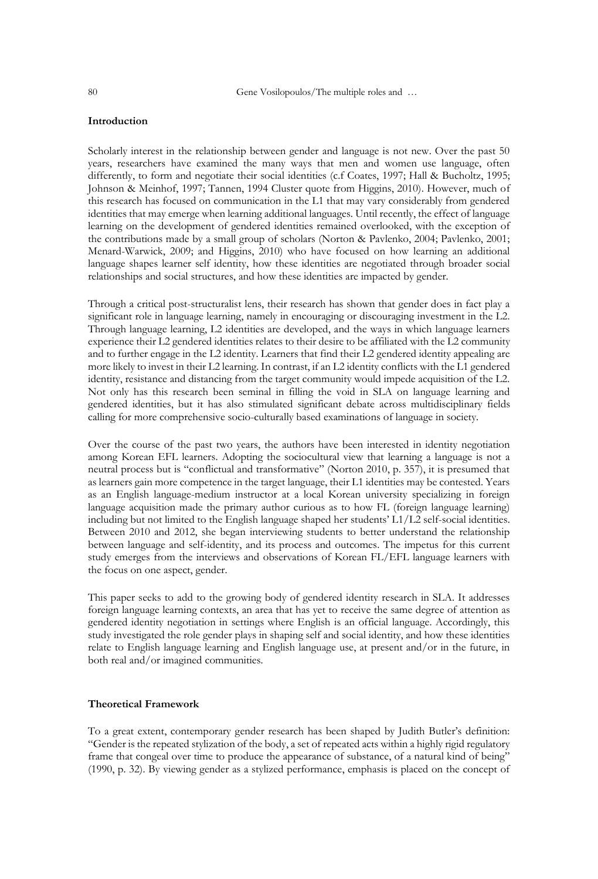**Introduction**

Scholarly interest in the relationship between gender and language is not new. Over the past 50 years, researchers have examined the many ways that men and women use language, often differently, to form and negotiate their social identities (c.f Coates, 1997; Hall & Bucholtz, 1995; Johnson & Meinhof, 1997; Tannen, 1994 Cluster quote from Higgins, 2010). However, much of this research has focused on communication in the L1 that may vary considerably from gendered identities that may emerge when learning additional languages. Until recently, the effect of language learning on the development of gendered identities remained overlooked, with the exception of the contributions made by a small group of scholars (Norton & Pavlenko, 2004; Pavlenko, 2001; Menard-Warwick, 2009; and Higgins, 2010) who have focused on how learning an additional language shapes learner self identity, how these identities are negotiated through broader social relationships and social structures, and how these identities are impacted by gender.

Through a critical post-structuralist lens, their research has shown that gender does in fact play a significant role in language learning, namely in encouraging or discouraging investment in the L2. Through language learning, L2 identities are developed, and the ways in which language learners experience their L2 gendered identities relates to their desire to be affiliated with the L2 community and to further engage in the L2 identity. Learners that find their L2 gendered identity appealing are more likely to invest in their L2 learning. In contrast, if an L2 identity conflicts with the L1 gendered identity, resistance and distancing from the target community would impede acquisition of the L2. Not only has this research been seminal in filling the void in SLA on language learning and gendered identities, but it has also stimulated significant debate across multidisciplinary fields calling for more comprehensive socio-culturally based examinations of language in society.

Over the course of the past two years, the authors have been interested in identity negotiation among Korean EFL learners. Adopting the sociocultural view that learning a language is not a neutral process but is "conflictual and transformative" (Norton 2010, p. 357), it is presumed that as learners gain more competence in the target language, their L1 identities may be contested. Years as an English language-medium instructor at a local Korean university specializing in foreign language acquisition made the primary author curious as to how FL (foreign language learning) including but not limited to the English language shaped her students' L1/L2 self-social identities. Between 2010 and 2012, she began interviewing students to better understand the relationship between language and self-identity, and its process and outcomes. The impetus for this current study emerges from the interviews and observations of Korean FL/EFL language learners with the focus on one aspect, gender.

This paper seeks to add to the growing body of gendered identity research in SLA. It addresses foreign language learning contexts, an area that has yet to receive the same degree of attention as gendered identity negotiation in settings where English is an official language. Accordingly, this study investigated the role gender plays in shaping self and social identity, and how these identities relate to English language learning and English language use, at present and/or in the future, in both real and/or imagined communities.

**Theoretical Framework**

To a great extent, contemporary gender research has been shaped by Judith Butler's definition: "Gender is the repeated stylization of the body, a set of repeated acts within a highly rigid regulatory frame that congeal over time to produce the appearance of substance, of a natural kind of being" (1990, p. 32). By viewing gender as a stylized performance, emphasis is placed on the concept of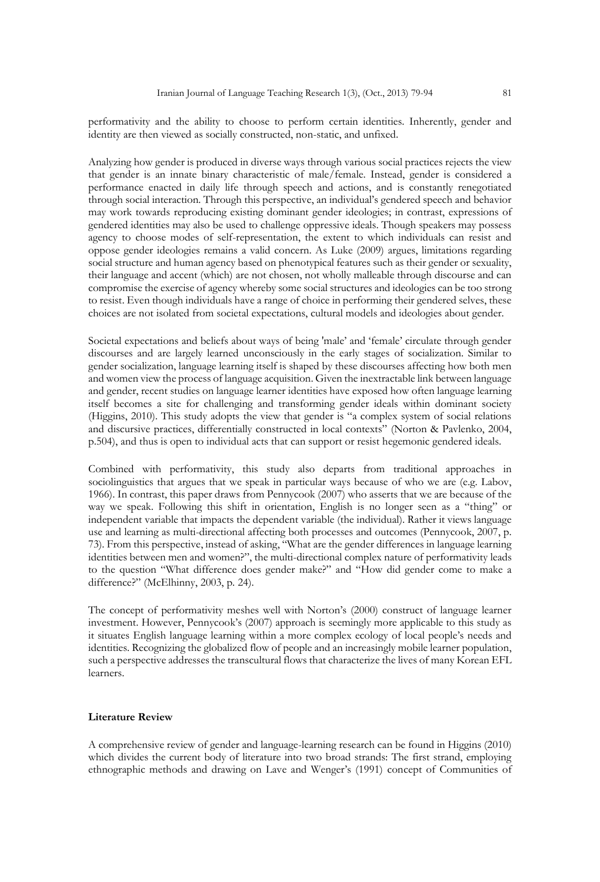performativity and the ability to choose to perform certain identities. Inherently, gender and identity are then viewed as socially constructed, non-static, and unfixed.

Analyzing how gender is produced in diverse ways through various social practices rejects the view that gender is an innate binary characteristic of male/female. Instead, gender is considered a performance enacted in daily life through speech and actions, and is constantly renegotiated through social interaction. Through this perspective, an individual's gendered speech and behavior may work towards reproducing existing dominant gender ideologies; in contrast, expressions of gendered identities may also be used to challenge oppressive ideals. Though speakers may possess agency to choose modes of self-representation, the extent to which individuals can resist and oppose gender ideologies remains a valid concern. As Luke (2009) argues, limitations regarding social structure and human agency based on phenotypical features such as their gender or sexuality, their language and accent (which) are not chosen, not wholly malleable through discourse and can compromise the exercise of agency whereby some social structures and ideologies can be too strong to resist. Even though individuals have a range of choice in performing their gendered selves, these choices are not isolated from societal expectations, cultural models and ideologies about gender.

Societal expectations and beliefs about ways of being 'male' and 'female' circulate through gender discourses and are largely learned unconsciously in the early stages of socialization. Similar to gender socialization, language learning itself is shaped by these discourses affecting how both men and women view the process of language acquisition. Given the inextractable link between language and gender, recent studies on language learner identities have exposed how often language learning itself becomes a site for challenging and transforming gender ideals within dominant society (Higgins, 2010). This study adopts the view that gender is "a complex system of social relations and discursive practices, differentially constructed in local contexts" (Norton & Pavlenko, 2004, p.504), and thus is open to individual acts that can support or resist hegemonic gendered ideals.

Combined with performativity, this study also departs from traditional approaches in sociolinguistics that argues that we speak in particular ways because of who we are (e.g. Labov, 1966). In contrast, this paper draws from Pennycook (2007) who asserts that we are because of the way we speak. Following this shift in orientation, English is no longer seen as a "thing" or independent variable that impacts the dependent variable (the individual). Rather it views language use and learning as multi-directional affecting both processes and outcomes (Pennycook, 2007, p. 73). From this perspective, instead of asking, "What are the gender differences in language learning identities between men and women?", the multi-directional complex nature of performativity leads to the question "What difference does gender make?" and "How did gender come to make a difference?" (McElhinny, 2003, p. 24).

The concept of performativity meshes well with Norton's (2000) construct of language learner investment. However, Pennycook's (2007) approach is seemingly more applicable to this study as it situates English language learning within a more complex ecology of local people's needs and identities. Recognizing the globalized flow of people and an increasingly mobile learner population, such a perspective addresses the transcultural flows that characterize the lives of many Korean EFL learners.

## Literature Review

A comprehensive review of gender and language-learning research can be found in Higgins (2010) which divides the current body of literature into two broad strands: The first strand, employing ethnographic methods and drawing on Lave and Wenger's (1991) concept of Communities of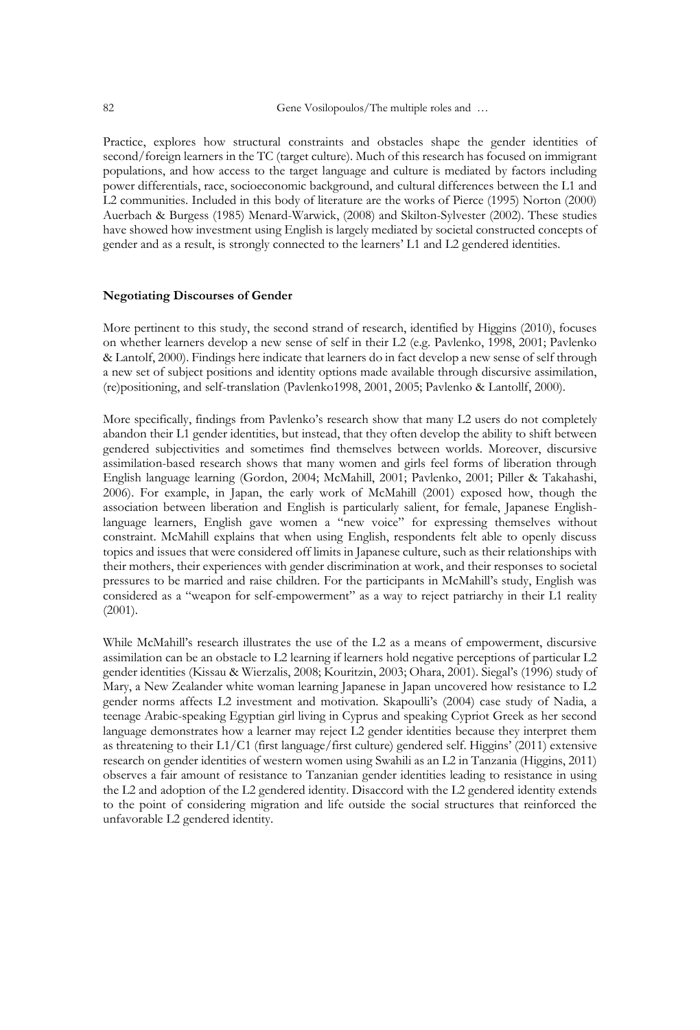Practice, explores how structural constraints and obstacles shape the gender identities of second/foreign learners in the TC (target culture). Much of this research has focused on immigrant populations, and how access to the target language and culture is mediated by factors including power differentials, race, socioeconomic background, and cultural differences between the L1 and L2 communities. Included in this body of literature are the works of Pierce (1995) Norton (2000) Auerbach & Burgess (1985) Menard-Warwick, (2008) and Skilton-Sylvester (2002). These studies have showed how investment using English is largely mediated by societal constructed concepts of gender and as a result, is strongly connected to the learners' L1 and L2 gendered identities.

**Negotiating Discourses of Gender**

More pertinent to this study, the second strand of research, identified by Higgins (2010), focuses on whether learners develop a new sense of self in their L2 (e.g. Pavlenko, 1998, 2001; Pavlenko & Lantolf, 2000). Findings here indicate that learners do in fact develop a new sense of self through a new set of subject positions and identity options made available through discursive assimilation, (re)positioning, and self-translation (Pavlenko1998, 2001, 2005; Pavlenko & Lantollf, 2000).

More specifically, findings from Pavlenko's research show that many L2 users do not completely abandon their L1 gender identities, but instead, that they often develop the ability to shift between gendered subjectivities and sometimes find themselves between worlds. Moreover, discursive assimilation-based research shows that many women and girls feel forms of liberation through English language learning (Gordon, 2004; McMahill, 2001; Pavlenko, 2001; Piller & Takahashi, 2006). For example, in Japan, the early work of McMahill (2001) exposed how, though the association between liberation and English is particularly salient, for female, Japanese English-language learners, English gave women a "new voice" for expressing themselves without constraint. McMahill explains that when using English, respondents felt able to openly discuss topics and issues that were considered off limits in Japanese culture, such as their relationships with their mothers, their experiences with gender discrimination at work, and their responses to societal pressures to be married and raise children. For the participants in McMahill's study, English was considered as a "weapon for self-empowerment" as a way to reject patriarchy in their L1 reality (2001).

While McMahill's research illustrates the use of the L2 as a means of empowerment, discursive assimilation can be an obstacle to L2 learning if learners hold negative perceptions of particular L2 gender identities (Kissau & Wierzalis, 2008; Kouritzin, 2003; Ohara, 2001). Siegal's (1996) study of Mary, a New Zealander white woman learning Japanese in Japan uncovered how resistance to L2 gender norms affects L2 investment and motivation. Skapoulli's (2004) case study of Nadia, a teenage Arabic-speaking Egyptian girl living in Cyprus and speaking Cypriot Greek as her second language demonstrates how a learner may reject L2 gender identities because they interpret them as threatening to their L1/C1 (first language/first culture) gendered self. Higgins' (2011) extensive research on gender identities of western women using Swahili as an L2 in Tanzania (Higgins, 2011) observes a fair amount of resistance to Tanzanian gender identities leading to resistance in using the L2 and adoption of the L2 gendered identity. Disaccord with the L2 gendered identity extends to the point of considering migration and life outside the social structures that reinforced the unfavorable L2 gendered identity.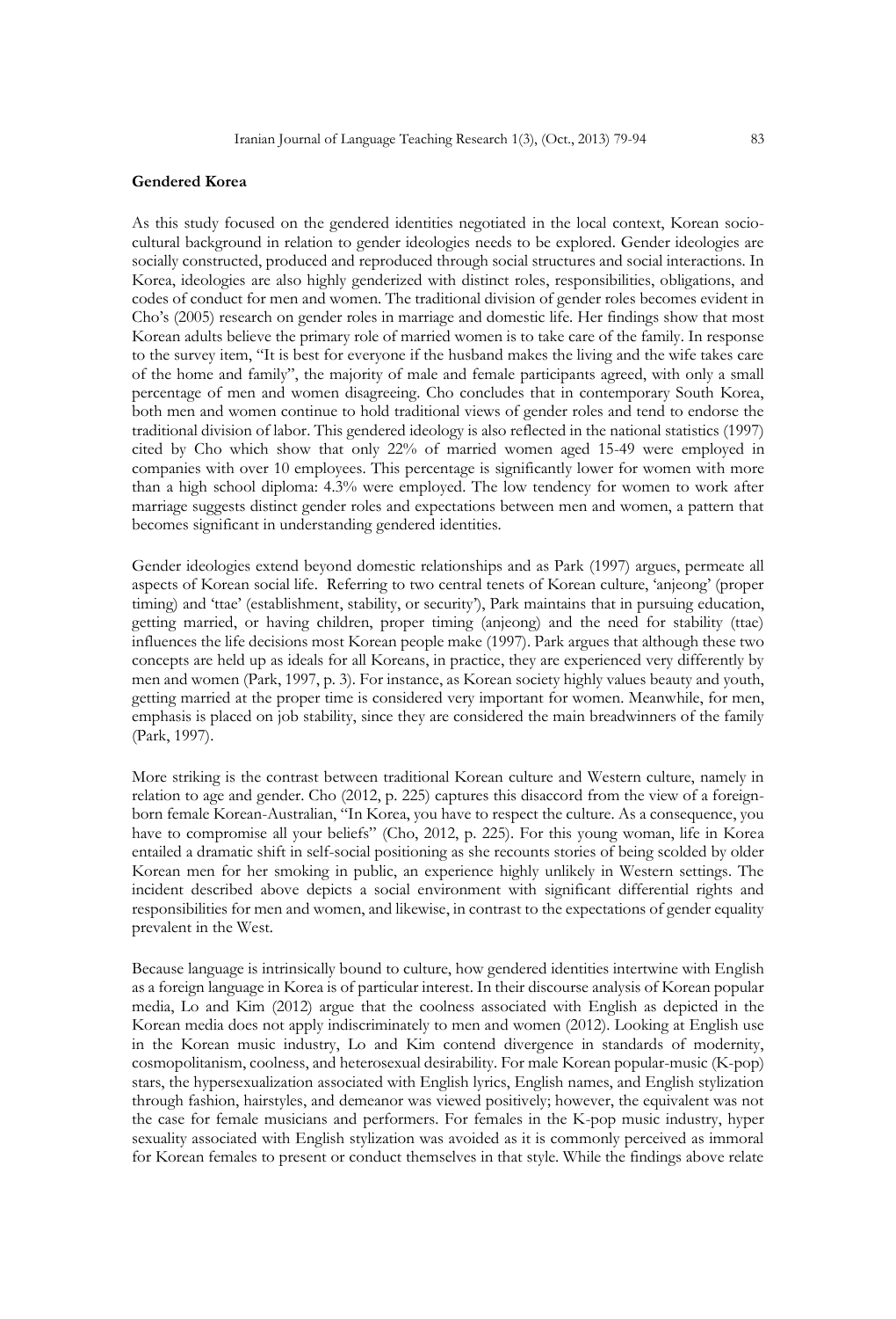**Gendered Korea**

As this study focused on the gendered identities negotiated in the local context, Korean socio-cultural background in relation to gender ideologies needs to be explored. Gender ideologies are socially constructed, produced and reproduced through social structures and social interactions. In Korea, ideologies are also highly genderized with distinct roles, responsibilities, obligations, and codes of conduct for men and women. The traditional division of gender roles becomes evident in Cho's (2005) research on gender roles in marriage and domestic life. Her findings show that most Korean adults believe the primary role of married women is to take care of the family. In response to the survey item, "It is best for everyone if the husband makes the living and the wife takes care of the home and family", the majority of male and female participants agreed, with only a small percentage of men and women disagreeing. Cho concludes that in contemporary South Korea, both men and women continue to hold traditional views of gender roles and tend to endorse the traditional division of labor. This gendered ideology is also reflected in the national statistics (1997) cited by Cho which show that only 22% of married women aged 15-49 were employed in companies with over 10 employees. This percentage is significantly lower for women with more than a high school diploma: 4.3% were employed. The low tendency for women to work after marriage suggests distinct gender roles and expectations between men and women, a pattern that becomes significant in understanding gendered identities.

Gender ideologies extend beyond domestic relationships and as Park (1997) argues, permeate all aspects of Korean social life. Referring to two central tenets of Korean culture, 'anjeong' (proper timing) and 'ttae' (establishment, stability, or security'), Park maintains that in pursuing education, getting married, or having children, proper timing (anjeong) and the need for stability (ttae) influences the life decisions most Korean people make (1997). Park argues that although these two concepts are held up as ideals for all Koreans, in practice, they are experienced very differently by men and women (Park, 1997, p. 3). For instance, as Korean society highly values beauty and youth, getting married at the proper time is considered very important for women. Meanwhile, for men, emphasis is placed on job stability, since they are considered the main breadwinners of the family (Park, 1997).

More striking is the contrast between traditional Korean culture and Western culture, namely in relation to age and gender. Cho (2012, p. 225) captures this disaccord from the view of a foreign-born female Korean-Australian, "In Korea, you have to respect the culture. As a consequence, you have to compromise all your beliefs" (Cho, 2012, p. 225). For this young woman, life in Korea entailed a dramatic shift in self-social positioning as she recounts stories of being scolded by older Korean men for her smoking in public, an experience highly unlikely in Western settings. The incident described above depicts a social environment with significant differential rights and responsibilities for men and women, and likewise, in contrast to the expectations of gender equality prevalent in the West.

Because language is intrinsically bound to culture, how gendered identities intertwine with English as a foreign language in Korea is of particular interest. In their discourse analysis of Korean popular media, Lo and Kim (2012) argue that the coolness associated with English as depicted in the Korean media does not apply indiscriminately to men and women (2012). Looking at English use in the Korean music industry, Lo and Kim contend divergence in standards of modernity, cosmopolitanism, coolness, and heterosexual desirability. For male Korean popular-music (K-pop) stars, the hypersexualization associated with English lyrics, English names, and English stylization through fashion, hairstyles, and demeanor was viewed positively; however, the equivalent was not the case for female musicians and performers. For females in the K-pop music industry, hyper sexuality associated with English stylization was avoided as it is commonly perceived as immoral for Korean females to present or conduct themselves in that style. While the findings above relate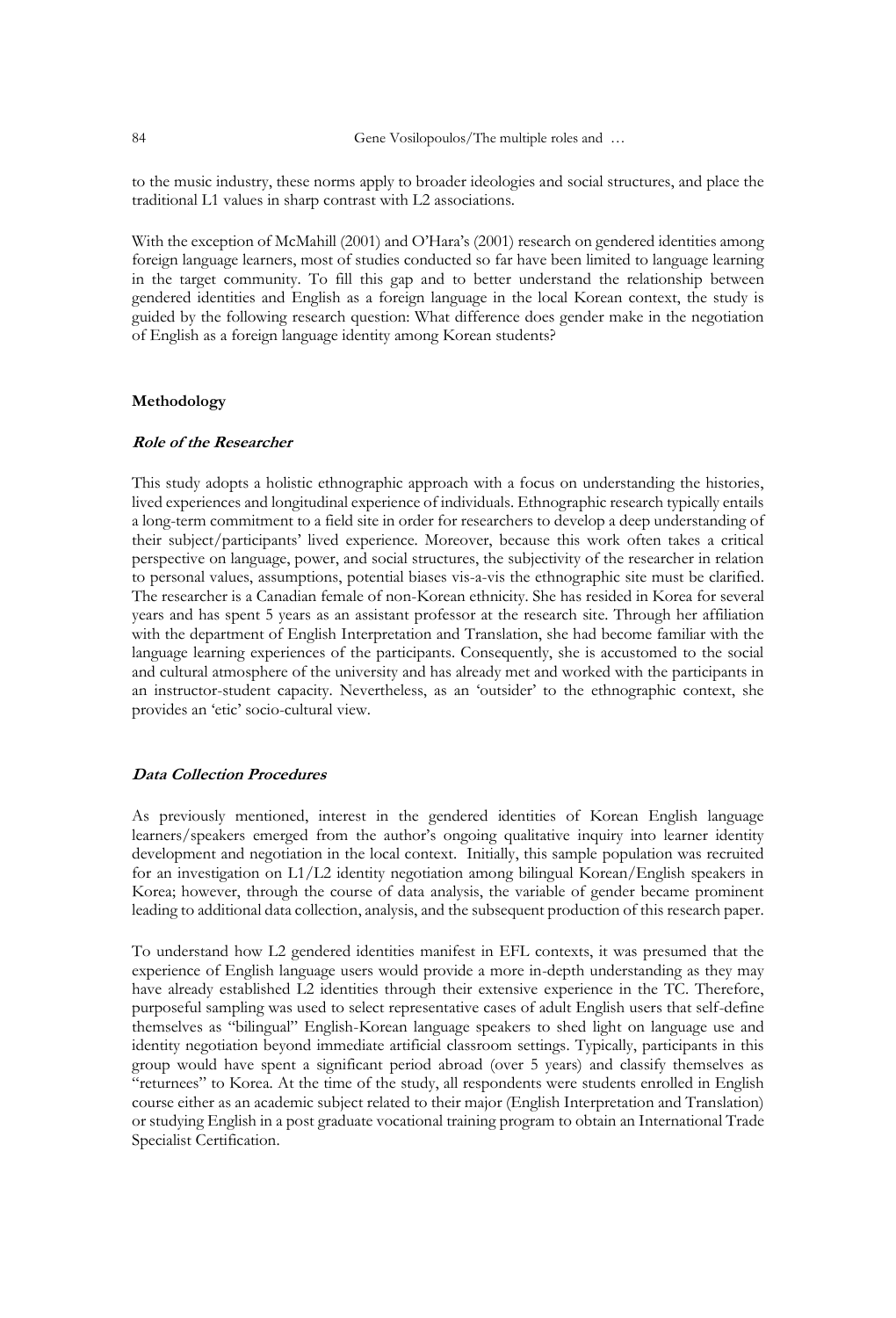to the music industry, these norms apply to broader ideologies and social structures, and place the traditional L1 values in sharp contrast with L2 associations.

With the exception of McMahill (2001) and O'Hara's (2001) research on gendered identities among foreign language learners, most of studies conducted so far have been limited to language learning in the target community. To fill this gap and to better understand the relationship between gendered identities and English as a foreign language in the local Korean context, the study is guided by the following research question: What difference does gender make in the negotiation of English as a foreign language identity among Korean students?

## Methodology

### *Role of the Researcher*

This study adopts a holistic ethnographic approach with a focus on understanding the histories, lived experiences and longitudinal experience of individuals. Ethnographic research typically entails a long-term commitment to a field site in order for researchers to develop a deep understanding of their subject/participants' lived experience. Moreover, because this work often takes a critical perspective on language, power, and social structures, the subjectivity of the researcher in relation to personal values, assumptions, potential biases vis-a-vis the ethnographic site must be clarified. The researcher is a Canadian female of non-Korean ethnicity. She has resided in Korea for several years and has spent 5 years as an assistant professor at the research site. Through her affiliation with the department of English Interpretation and Translation, she had become familiar with the language learning experiences of the participants. Consequently, she is accustomed to the social and cultural atmosphere of the university and has already met and worked with the participants in an instructor-student capacity. Nevertheless, as an 'outsider' to the ethnographic context, she provides an 'etic' socio-cultural view.

### *Data Collection Procedures*

As previously mentioned, interest in the gendered identities of Korean English language learners/speakers emerged from the author's ongoing qualitative inquiry into learner identity development and negotiation in the local context. Initially, this sample population was recruited for an investigation on L1/L2 identity negotiation among bilingual Korean/English speakers in Korea; however, through the course of data analysis, the variable of gender became prominent leading to additional data collection, analysis, and the subsequent production of this research paper.

To understand how L2 gendered identities manifest in EFL contexts, it was presumed that the experience of English language users would provide a more in-depth understanding as they may have already established L2 identities through their extensive experience in the TC. Therefore, purposeful sampling was used to select representative cases of adult English users that self-define themselves as "bilingual" English-Korean language speakers to shed light on language use and identity negotiation beyond immediate artificial classroom settings. Typically, participants in this group would have spent a significant period abroad (over 5 years) and classify themselves as "returnees" to Korea. At the time of the study, all respondents were students enrolled in English course either as an academic subject related to their major (English Interpretation and Translation) or studying English in a post graduate vocational training program to obtain an International Trade Specialist Certification.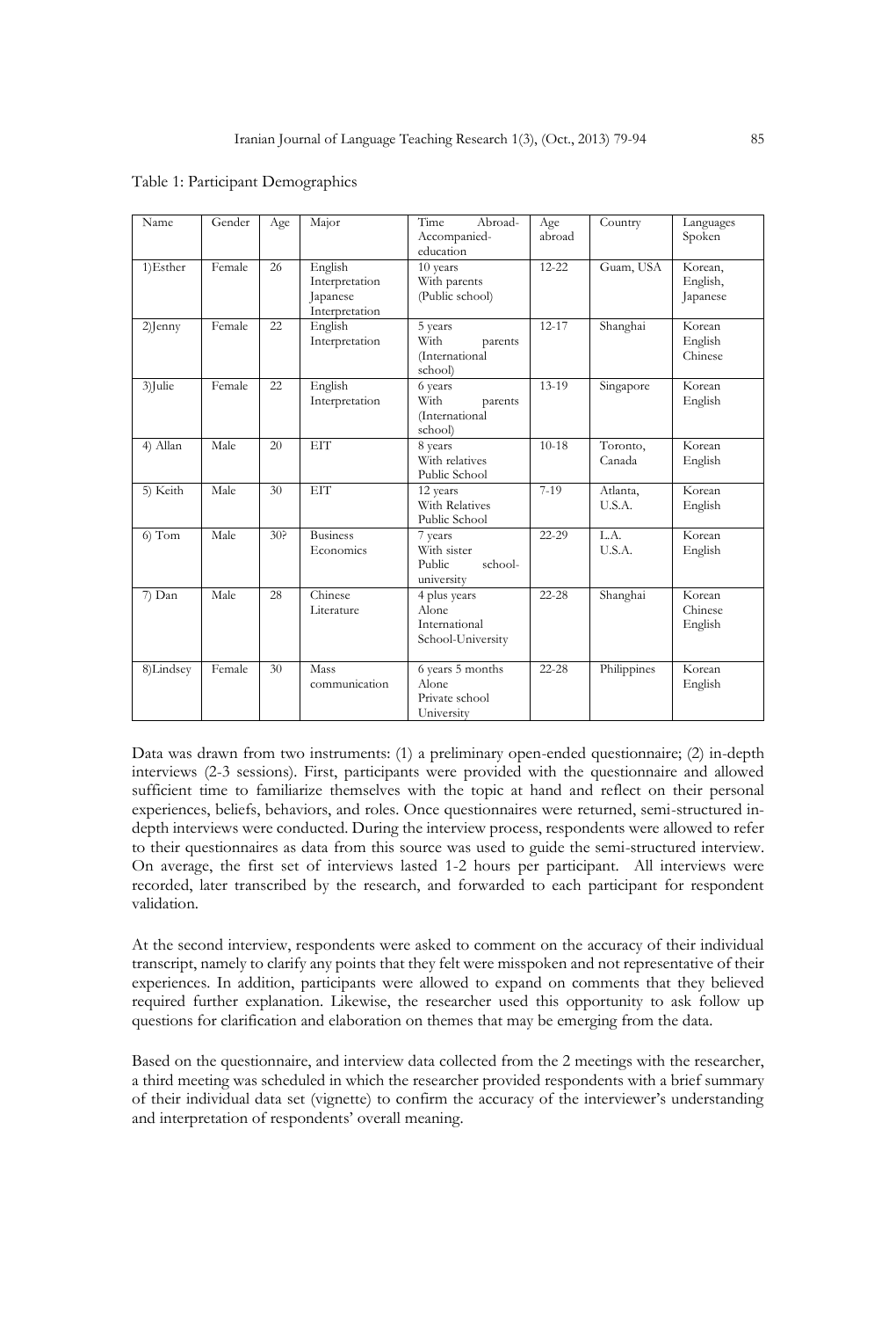Table 1: Participant Demographics

| Name | Gender | Age | Major | Time Abroad- Accompanied- education | Age abroad | Country | Languages Spoken |
|---|---|---|---|---|---|---|---|
| 1)Esther | Female | 26 | English Interpretation Japanese Interpretation | 10 years With parents (Public school) | 12-22 | Guam, USA | Korean, English, Japanese |
| 2)Jenny | Female | 22 | English Interpretation | 5 years With parents (International school) | 12-17 | Shanghai | Korean English Chinese |
| 3)Julie | Female | 22 | English Interpretation | 6 years With parents (International school) | 13-19 | Singapore | Korean English |
| 4) Allan | Male | 20 | EIT | 8 years With relatives Public School | 10-18 | Toronto, Canada | Korean English |
| 5) Keith | Male | 30 | EIT | 12 years With Relatives Public School | 7-19 | Atlanta, U.S.A. | Korean English |
| 6) Tom | Male | 30? | Business Economics | 7 years With sister Public school-university | 22-29 | L.A. U.S.A. | Korean English |
| 7) Dan | Male | 28 | Chinese Literature | 4 plus years Alone International School-University | 22-28 | Shanghai | Korean Chinese English |
| 8)Lindsey | Female | 30 | Mass communication | 6 years 5 months Alone Private school University | 22-28 | Philippines | Korean English |

Data was drawn from two instruments: (1) a preliminary open-ended questionnaire; (2) in-depth interviews (2-3 sessions). First, participants were provided with the questionnaire and allowed sufficient time to familiarize themselves with the topic at hand and reflect on their personal experiences, beliefs, behaviors, and roles. Once questionnaires were returned, semi-structured in-depth interviews were conducted. During the interview process, respondents were allowed to refer to their questionnaires as data from this source was used to guide the semi-structured interview. On average, the first set of interviews lasted 1-2 hours per participant. All interviews were recorded, later transcribed by the research, and forwarded to each participant for respondent validation.

At the second interview, respondents were asked to comment on the accuracy of their individual transcript, namely to clarify any points that they felt were misspoken and not representative of their experiences. In addition, participants were allowed to expand on comments that they believed required further explanation. Likewise, the researcher used this opportunity to ask follow up questions for clarification and elaboration on themes that may be emerging from the data.

Based on the questionnaire, and interview data collected from the 2 meetings with the researcher, a third meeting was scheduled in which the researcher provided respondents with a brief summary of their individual data set (vignette) to confirm the accuracy of the interviewer's understanding and interpretation of respondents' overall meaning.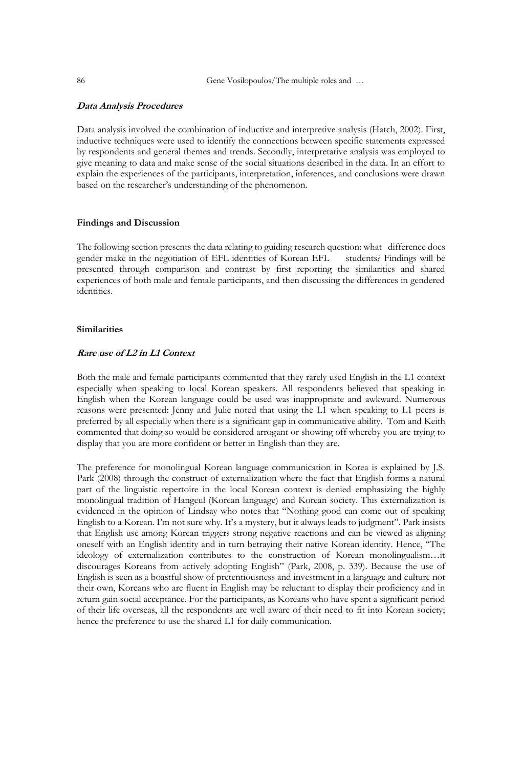### *Data Analysis Procedures*

Data analysis involved the combination of inductive and interpretive analysis (Hatch, 2002). First, inductive techniques were used to identify the connections between specific statements expressed by respondents and general themes and trends. Secondly, interpretative analysis was employed to give meaning to data and make sense of the social situations described in the data. In an effort to explain the experiences of the participants, interpretation, inferences, and conclusions were drawn based on the researcher's understanding of the phenomenon.

## Findings and Discussion

The following section presents the data relating to guiding research question: what difference does gender make in the negotiation of EFL identities of Korean EFL students? Findings will be presented through comparison and contrast by first reporting the similarities and shared experiences of both male and female participants, and then discussing the differences in gendered identities.

### Similarities

#### *Rare use of L2 in L1 Context*

Both the male and female participants commented that they rarely used English in the L1 context especially when speaking to local Korean speakers. All respondents believed that speaking in English when the Korean language could be used was inappropriate and awkward. Numerous reasons were presented: Jenny and Julie noted that using the L1 when speaking to L1 peers is preferred by all especially when there is a significant gap in communicative ability. Tom and Keith commented that doing so would be considered arrogant or showing off whereby you are trying to display that you are more confident or better in English than they are.

The preference for monolingual Korean language communication in Korea is explained by J.S. Park (2008) through the construct of externalization where the fact that English forms a natural part of the linguistic repertoire in the local Korean context is denied emphasizing the highly monolingual tradition of Hangeul (Korean language) and Korean society. This externalization is evidenced in the opinion of Lindsay who notes that "Nothing good can come out of speaking English to a Korean. I'm not sure why. It's a mystery, but it always leads to judgment". Park insists that English use among Korean triggers strong negative reactions and can be viewed as aligning oneself with an English identity and in turn betraying their native Korean identity. Hence, "The ideology of externalization contributes to the construction of Korean monolingualism…it discourages Koreans from actively adopting English" (Park, 2008, p. 339). Because the use of English is seen as a boastful show of pretentiousness and investment in a language and culture not their own, Koreans who are fluent in English may be reluctant to display their proficiency and in return gain social acceptance. For the participants, as Koreans who have spent a significant period of their life overseas, all the respondents are well aware of their need to fit into Korean society; hence the preference to use the shared L1 for daily communication.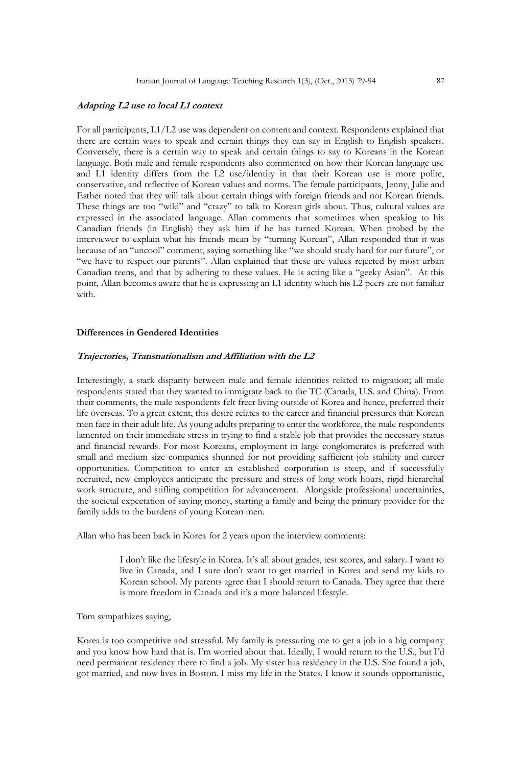***Adapting L2 use to local L1 context***

For all participants, L1/L2 use was dependent on content and context. Respondents explained that there are certain ways to speak and certain things they can say in English to English speakers. Conversely, there is a certain way to speak and certain things to say to Koreans in the Korean language. Both male and female respondents also commented on how their Korean language use and L1 identity differs from the L2 use/identity in that their Korean use is more polite, conservative, and reflective of Korean values and norms. The female participants, Jenny, Julie and Esther noted that they will talk about certain things with foreign friends and not Korean friends. These things are too "wild" and "crazy" to talk to Korean girls about. Thus, cultural values are expressed in the associated language. Allan comments that sometimes when speaking to his Canadian friends (in English) they ask him if he has turned Korean. When probed by the interviewer to explain what his friends mean by "turning Korean", Allan responded that it was because of an "uncool" comment, saying something like "we should study hard for our future", or "we have to respect our parents". Allan explained that these are values rejected by most urban Canadian teens, and that by adhering to these values. He is acting like a "geeky Asian". At this point, Allan becomes aware that he is expressing an L1 identity which his L2 peers are not familiar with.

**Differences in Gendered Identities**

***Trajectories, Transnationalism and Affiliation with the L2***

Interestingly, a stark disparity between male and female identities related to migration; all male respondents stated that they wanted to immigrate back to the TC (Canada, U.S. and China). From their comments, the male respondents felt freer living outside of Korea and hence, preferred their life overseas. To a great extent, this desire relates to the career and financial pressures that Korean men face in their adult life. As young adults preparing to enter the workforce, the male respondents lamented on their immediate stress in trying to find a stable job that provides the necessary status and financial rewards. For most Koreans, employment in large conglomerates is preferred with small and medium size companies shunned for not providing sufficient job stability and career opportunities. Competition to enter an established corporation is steep, and if successfully recruited, new employees anticipate the pressure and stress of long work hours, rigid hierarchal work structure, and stifling competition for advancement. Alongside professional uncertainties, the societal expectation of saving money, starting a family and being the primary provider for the family adds to the burdens of young Korean men.

Allan who has been back in Korea for 2 years upon the interview comments:

> I don't like the lifestyle in Korea. It's all about grades, test scores, and salary. I want to live in Canada, and I sure don't want to get married in Korea and send my kids to Korean school. My parents agree that I should return to Canada. They agree that there is more freedom in Canada and it's a more balanced lifestyle.

Tom sympathizes saying,

Korea is too competitive and stressful. My family is pressuring me to get a job in a big company and you know how hard that is. I'm worried about that. Ideally, I would return to the U.S., but I'd need permanent residency there to find a job. My sister has residency in the U.S. She found a job, got married, and now lives in Boston. I miss my life in the States. I know it sounds opportunistic,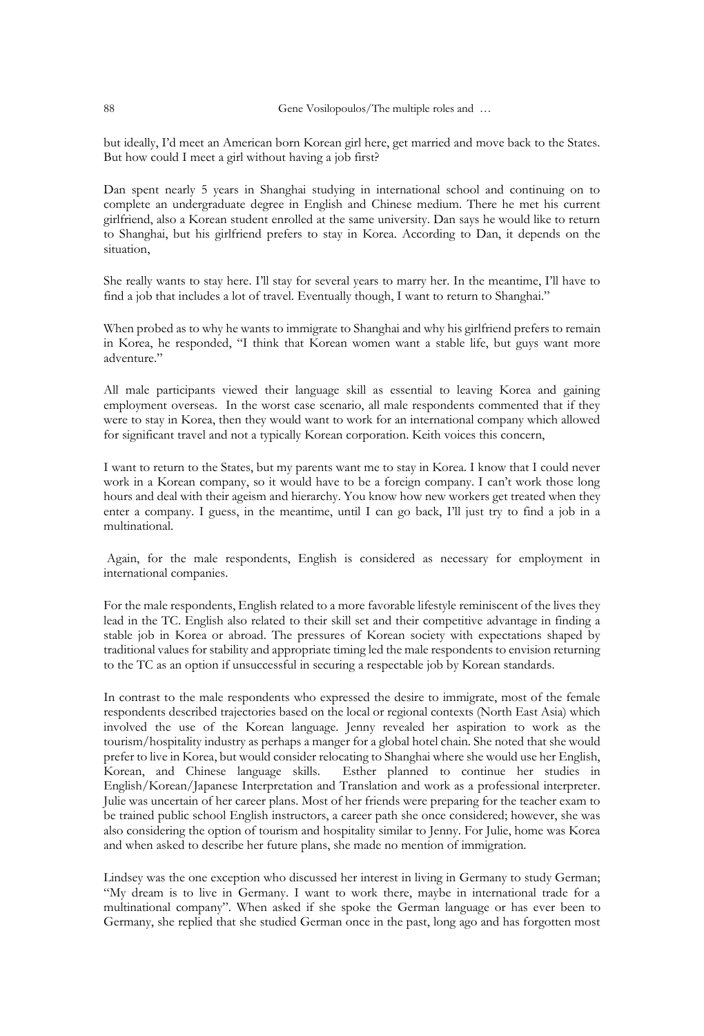but ideally, I'd meet an American born Korean girl here, get married and move back to the States. But how could I meet a girl without having a job first?

Dan spent nearly 5 years in Shanghai studying in international school and continuing on to complete an undergraduate degree in English and Chinese medium. There he met his current girlfriend, also a Korean student enrolled at the same university. Dan says he would like to return to Shanghai, but his girlfriend prefers to stay in Korea. According to Dan, it depends on the situation,

She really wants to stay here. I'll stay for several years to marry her. In the meantime, I'll have to find a job that includes a lot of travel. Eventually though, I want to return to Shanghai."

When probed as to why he wants to immigrate to Shanghai and why his girlfriend prefers to remain in Korea, he responded, "I think that Korean women want a stable life, but guys want more adventure."

All male participants viewed their language skill as essential to leaving Korea and gaining employment overseas. In the worst case scenario, all male respondents commented that if they were to stay in Korea, then they would want to work for an international company which allowed for significant travel and not a typically Korean corporation. Keith voices this concern,

I want to return to the States, but my parents want me to stay in Korea. I know that I could never work in a Korean company, so it would have to be a foreign company. I can't work those long hours and deal with their ageism and hierarchy. You know how new workers get treated when they enter a company. I guess, in the meantime, until I can go back, I'll just try to find a job in a multinational.

Again, for the male respondents, English is considered as necessary for employment in international companies.

For the male respondents, English related to a more favorable lifestyle reminiscent of the lives they lead in the TC. English also related to their skill set and their competitive advantage in finding a stable job in Korea or abroad. The pressures of Korean society with expectations shaped by traditional values for stability and appropriate timing led the male respondents to envision returning to the TC as an option if unsuccessful in securing a respectable job by Korean standards.

In contrast to the male respondents who expressed the desire to immigrate, most of the female respondents described trajectories based on the local or regional contexts (North East Asia) which involved the use of the Korean language. Jenny revealed her aspiration to work as the tourism/hospitality industry as perhaps a manger for a global hotel chain. She noted that she would prefer to live in Korea, but would consider relocating to Shanghai where she would use her English, Korean, and Chinese language skills. Esther planned to continue her studies in English/Korean/Japanese Interpretation and Translation and work as a professional interpreter. Julie was uncertain of her career plans. Most of her friends were preparing for the teacher exam to be trained public school English instructors, a career path she once considered; however, she was also considering the option of tourism and hospitality similar to Jenny. For Julie, home was Korea and when asked to describe her future plans, she made no mention of immigration.

Lindsey was the one exception who discussed her interest in living in Germany to study German; "My dream is to live in Germany. I want to work there, maybe in international trade for a multinational company". When asked if she spoke the German language or has ever been to Germany, she replied that she studied German once in the past, long ago and has forgotten most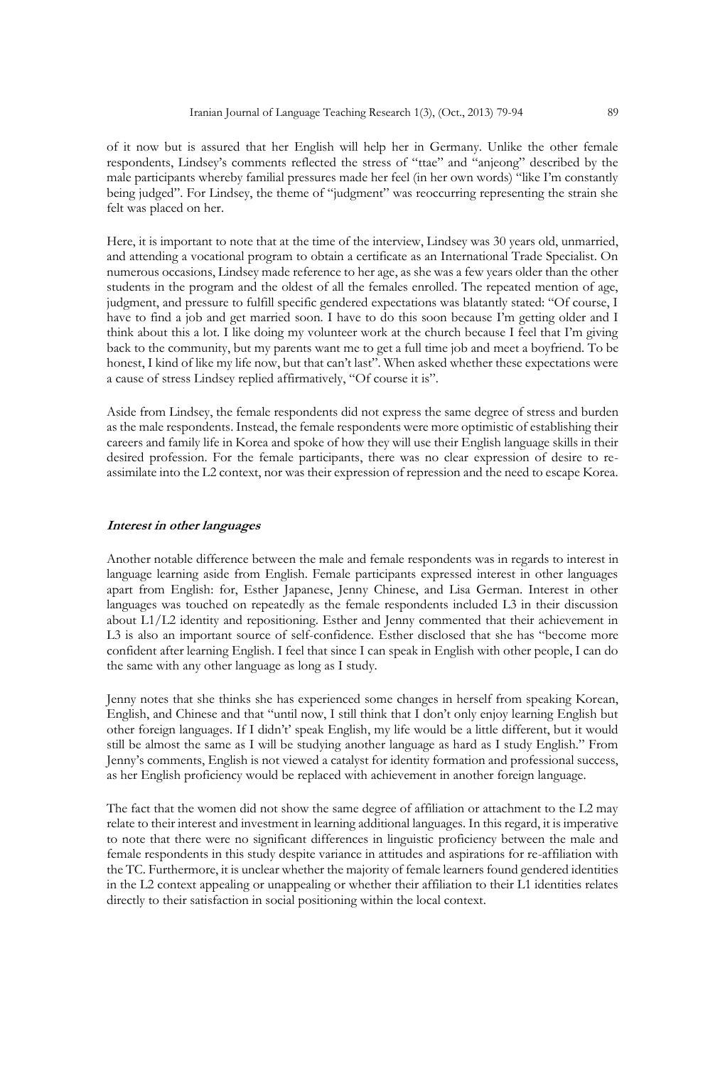of it now but is assured that her English will help her in Germany. Unlike the other female respondents, Lindsey's comments reflected the stress of "ttae" and "anjeong" described by the male participants whereby familial pressures made her feel (in her own words) "like I'm constantly being judged". For Lindsey, the theme of "judgment" was reoccurring representing the strain she felt was placed on her.

Here, it is important to note that at the time of the interview, Lindsey was 30 years old, unmarried, and attending a vocational program to obtain a certificate as an International Trade Specialist. On numerous occasions, Lindsey made reference to her age, as she was a few years older than the other students in the program and the oldest of all the females enrolled. The repeated mention of age, judgment, and pressure to fulfill specific gendered expectations was blatantly stated: "Of course, I have to find a job and get married soon. I have to do this soon because I'm getting older and I think about this a lot. I like doing my volunteer work at the church because I feel that I'm giving back to the community, but my parents want me to get a full time job and meet a boyfriend. To be honest, I kind of like my life now, but that can't last". When asked whether these expectations were a cause of stress Lindsey replied affirmatively, "Of course it is".

Aside from Lindsey, the female respondents did not express the same degree of stress and burden as the male respondents. Instead, the female respondents were more optimistic of establishing their careers and family life in Korea and spoke of how they will use their English language skills in their desired profession. For the female participants, there was no clear expression of desire to re-assimilate into the L2 context, nor was their expression of repression and the need to escape Korea.

### *Interest in other languages*

Another notable difference between the male and female respondents was in regards to interest in language learning aside from English. Female participants expressed interest in other languages apart from English: for, Esther Japanese, Jenny Chinese, and Lisa German. Interest in other languages was touched on repeatedly as the female respondents included L3 in their discussion about L1/L2 identity and repositioning. Esther and Jenny commented that their achievement in L3 is also an important source of self-confidence. Esther disclosed that she has "become more confident after learning English. I feel that since I can speak in English with other people, I can do the same with any other language as long as I study.

Jenny notes that she thinks she has experienced some changes in herself from speaking Korean, English, and Chinese and that "until now, I still think that I don't only enjoy learning English but other foreign languages. If I didn't' speak English, my life would be a little different, but it would still be almost the same as I will be studying another language as hard as I study English." From Jenny's comments, English is not viewed a catalyst for identity formation and professional success, as her English proficiency would be replaced with achievement in another foreign language.

The fact that the women did not show the same degree of affiliation or attachment to the L2 may relate to their interest and investment in learning additional languages. In this regard, it is imperative to note that there were no significant differences in linguistic proficiency between the male and female respondents in this study despite variance in attitudes and aspirations for re-affiliation with the TC. Furthermore, it is unclear whether the majority of female learners found gendered identities in the L2 context appealing or unappealing or whether their affiliation to their L1 identities relates directly to their satisfaction in social positioning within the local context.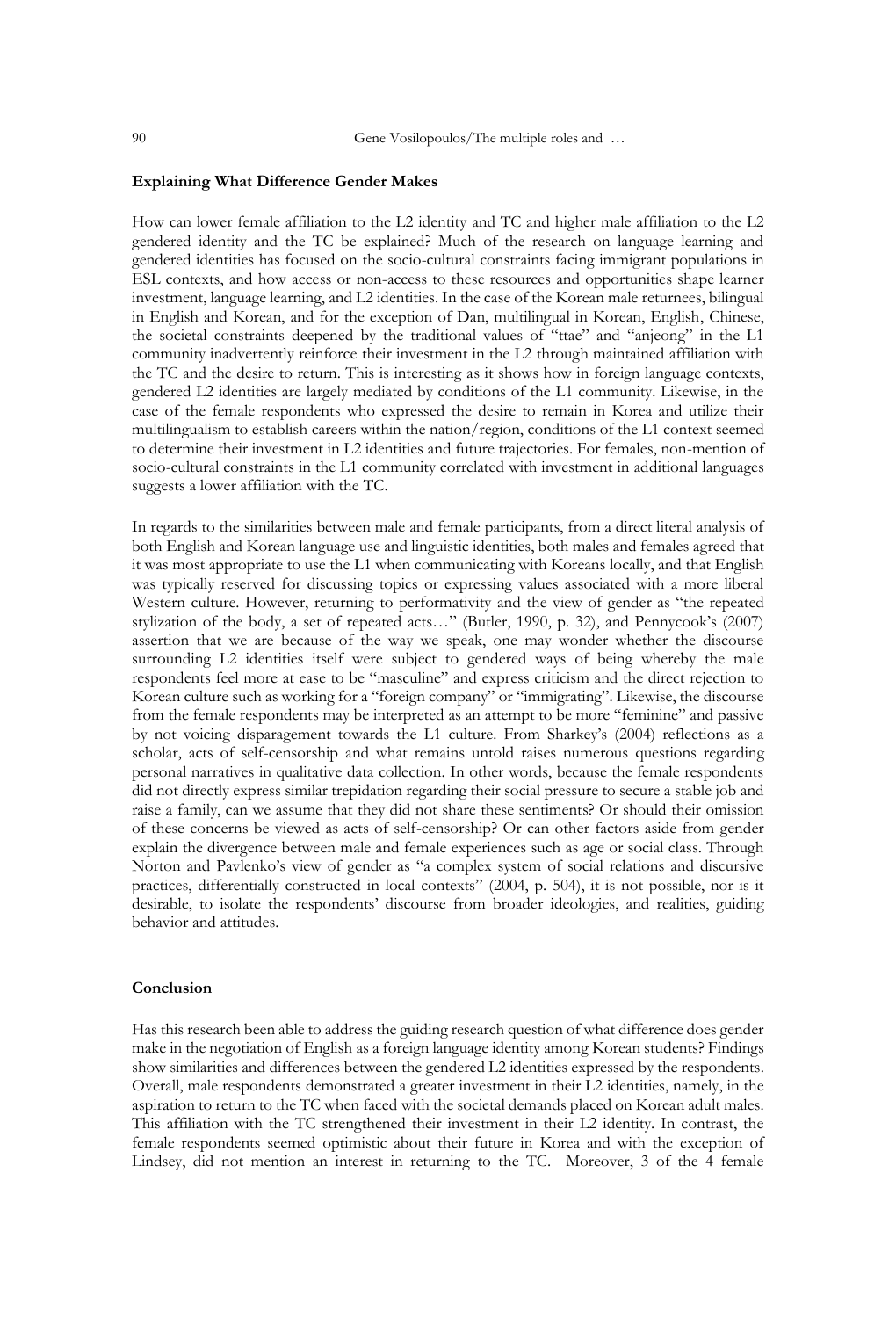**Explaining What Difference Gender Makes**

How can lower female affiliation to the L2 identity and TC and higher male affiliation to the L2 gendered identity and the TC be explained? Much of the research on language learning and gendered identities has focused on the socio-cultural constraints facing immigrant populations in ESL contexts, and how access or non-access to these resources and opportunities shape learner investment, language learning, and L2 identities. In the case of the Korean male returnees, bilingual in English and Korean, and for the exception of Dan, multilingual in Korean, English, Chinese, the societal constraints deepened by the traditional values of "ttae" and "anjeong" in the L1 community inadvertently reinforce their investment in the L2 through maintained affiliation with the TC and the desire to return. This is interesting as it shows how in foreign language contexts, gendered L2 identities are largely mediated by conditions of the L1 community. Likewise, in the case of the female respondents who expressed the desire to remain in Korea and utilize their multilingualism to establish careers within the nation/region, conditions of the L1 context seemed to determine their investment in L2 identities and future trajectories. For females, non-mention of socio-cultural constraints in the L1 community correlated with investment in additional languages suggests a lower affiliation with the TC.

In regards to the similarities between male and female participants, from a direct literal analysis of both English and Korean language use and linguistic identities, both males and females agreed that it was most appropriate to use the L1 when communicating with Koreans locally, and that English was typically reserved for discussing topics or expressing values associated with a more liberal Western culture. However, returning to performativity and the view of gender as "the repeated stylization of the body, a set of repeated acts…" (Butler, 1990, p. 32), and Pennycook's (2007) assertion that we are because of the way we speak, one may wonder whether the discourse surrounding L2 identities itself were subject to gendered ways of being whereby the male respondents feel more at ease to be "masculine" and express criticism and the direct rejection to Korean culture such as working for a "foreign company" or "immigrating". Likewise, the discourse from the female respondents may be interpreted as an attempt to be more "feminine" and passive by not voicing disparagement towards the L1 culture. From Sharkey's (2004) reflections as a scholar, acts of self-censorship and what remains untold raises numerous questions regarding personal narratives in qualitative data collection. In other words, because the female respondents did not directly express similar trepidation regarding their social pressure to secure a stable job and raise a family, can we assume that they did not share these sentiments? Or should their omission of these concerns be viewed as acts of self-censorship? Or can other factors aside from gender explain the divergence between male and female experiences such as age or social class. Through Norton and Pavlenko's view of gender as "a complex system of social relations and discursive practices, differentially constructed in local contexts" (2004, p. 504), it is not possible, nor is it desirable, to isolate the respondents' discourse from broader ideologies, and realities, guiding behavior and attitudes.

**Conclusion**

Has this research been able to address the guiding research question of what difference does gender make in the negotiation of English as a foreign language identity among Korean students? Findings show similarities and differences between the gendered L2 identities expressed by the respondents. Overall, male respondents demonstrated a greater investment in their L2 identities, namely, in the aspiration to return to the TC when faced with the societal demands placed on Korean adult males. This affiliation with the TC strengthened their investment in their L2 identity. In contrast, the female respondents seemed optimistic about their future in Korea and with the exception of Lindsey, did not mention an interest in returning to the TC. Moreover, 3 of the 4 female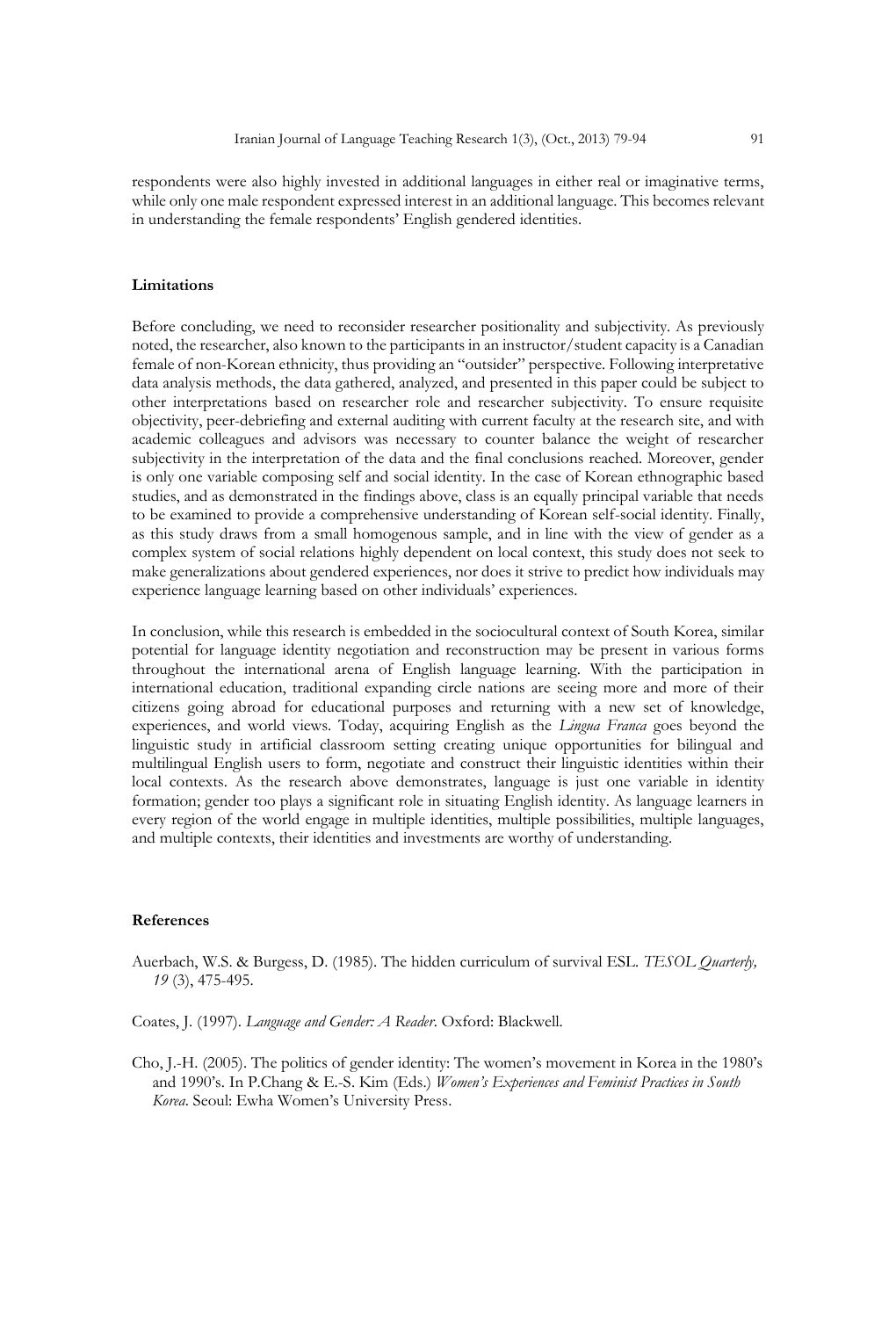respondents were also highly invested in additional languages in either real or imaginative terms, while only one male respondent expressed interest in an additional language. This becomes relevant in understanding the female respondents' English gendered identities.

### Limitations

Before concluding, we need to reconsider researcher positionality and subjectivity. As previously noted, the researcher, also known to the participants in an instructor/student capacity is a Canadian female of non-Korean ethnicity, thus providing an "outsider" perspective. Following interpretative data analysis methods, the data gathered, analyzed, and presented in this paper could be subject to other interpretations based on researcher role and researcher subjectivity. To ensure requisite objectivity, peer-debriefing and external auditing with current faculty at the research site, and with academic colleagues and advisors was necessary to counter balance the weight of researcher subjectivity in the interpretation of the data and the final conclusions reached. Moreover, gender is only one variable composing self and social identity. In the case of Korean ethnographic based studies, and as demonstrated in the findings above, class is an equally principal variable that needs to be examined to provide a comprehensive understanding of Korean self-social identity. Finally, as this study draws from a small homogenous sample, and in line with the view of gender as a complex system of social relations highly dependent on local context, this study does not seek to make generalizations about gendered experiences, nor does it strive to predict how individuals may experience language learning based on other individuals' experiences.

In conclusion, while this research is embedded in the sociocultural context of South Korea, similar potential for language identity negotiation and reconstruction may be present in various forms throughout the international arena of English language learning. With the participation in international education, traditional expanding circle nations are seeing more and more of their citizens going abroad for educational purposes and returning with a new set of knowledge, experiences, and world views. Today, acquiring English as the *Lingua Franca* goes beyond the linguistic study in artificial classroom setting creating unique opportunities for bilingual and multilingual English users to form, negotiate and construct their linguistic identities within their local contexts. As the research above demonstrates, language is just one variable in identity formation; gender too plays a significant role in situating English identity. As language learners in every region of the world engage in multiple identities, multiple possibilities, multiple languages, and multiple contexts, their identities and investments are worthy of understanding.

### References

Auerbach, W.S. & Burgess, D. (1985). The hidden curriculum of survival ESL. *TESOL Quarterly, 19* (3), 475-495.

Coates, J. (1997). *Language and Gender: A Reader*. Oxford: Blackwell.

Cho, J.-H. (2005). The politics of gender identity: The women's movement in Korea in the 1980's and 1990's. In P.Chang & E.-S. Kim (Eds.) *Women's Experiences and Feminist Practices in South Korea*. Seoul: Ewha Women's University Press.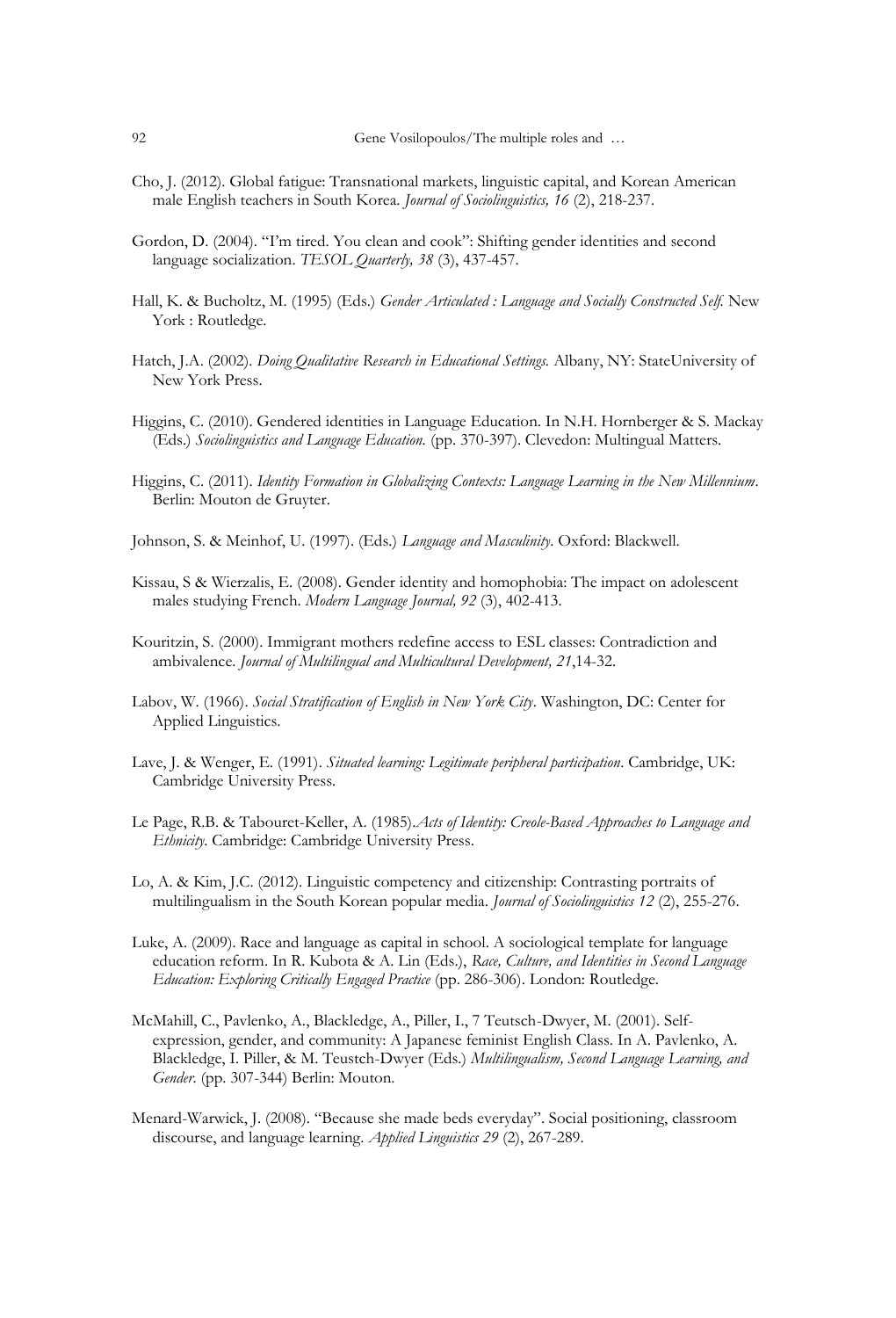Cho, J. (2012). Global fatigue: Transnational markets, linguistic capital, and Korean American male English teachers in South Korea. *Journal of Sociolinguistics, 16* (2), 218-237.

Gordon, D. (2004). "I'm tired. You clean and cook": Shifting gender identities and second language socialization. *TESOL Quarterly, 38* (3), 437-457.

Hall, K. & Bucholtz, M. (1995) (Eds.) *Gender Articulated : Language and Socially Constructed Self.* New York : Routledge.

Hatch, J.A. (2002). *Doing Qualitative Research in Educational Settings.* Albany, NY: StateUniversity of New York Press.

Higgins, C. (2010). Gendered identities in Language Education. In N.H. Hornberger & S. Mackay (Eds.) *Sociolinguistics and Language Education.* (pp. 370-397). Clevedon: Multingual Matters.

Higgins, C. (2011). *Identity Formation in Globalizing Contexts: Language Learning in the New Millennium*. Berlin: Mouton de Gruyter.

Johnson, S. & Meinhof, U. (1997). (Eds.) *Language and Masculinity*. Oxford: Blackwell.

Kissau, S & Wierzalis, E. (2008). Gender identity and homophobia: The impact on adolescent males studying French. *Modern Language Journal, 92* (3), 402-413.

Kouritzin, S. (2000). Immigrant mothers redefine access to ESL classes: Contradiction and ambivalence. *Journal of Multilingual and Multicultural Development, 21*,14-32.

Labov, W. (1966). *Social Stratification of English in New York City*. Washington, DC: Center for Applied Linguistics.

Lave, J. & Wenger, E. (1991). *Situated learning: Legitimate peripheral participation*. Cambridge, UK: Cambridge University Press.

Le Page, R.B. & Tabouret-Keller, A. (1985).*Acts of Identity: Creole-Based Approaches to Language and Ethnicity*. Cambridge: Cambridge University Press.

Lo, A. & Kim, J.C. (2012). Linguistic competency and citizenship: Contrasting portraits of multilingualism in the South Korean popular media. *Journal of Sociolinguistics 12* (2), 255-276.

Luke, A. (2009). Race and language as capital in school. A sociological template for language education reform. In R. Kubota & A. Lin (Eds.), *Race, Culture, and Identities in Second Language Education: Exploring Critically Engaged Practice* (pp. 286-306). London: Routledge.

McMahill, C., Pavlenko, A., Blackledge, A., Piller, I., 7 Teutsch-Dwyer, M. (2001). Self-expression, gender, and community: A Japanese feminist English Class. In A. Pavlenko, A. Blackledge, I. Piller, & M. Teustch-Dwyer (Eds.) *Multilingualism, Second Language Learning, and Gender*. (pp. 307-344) Berlin: Mouton.

Menard-Warwick, J. (2008). "Because she made beds everyday". Social positioning, classroom discourse, and language learning. *Applied Linguistics 29* (2), 267-289.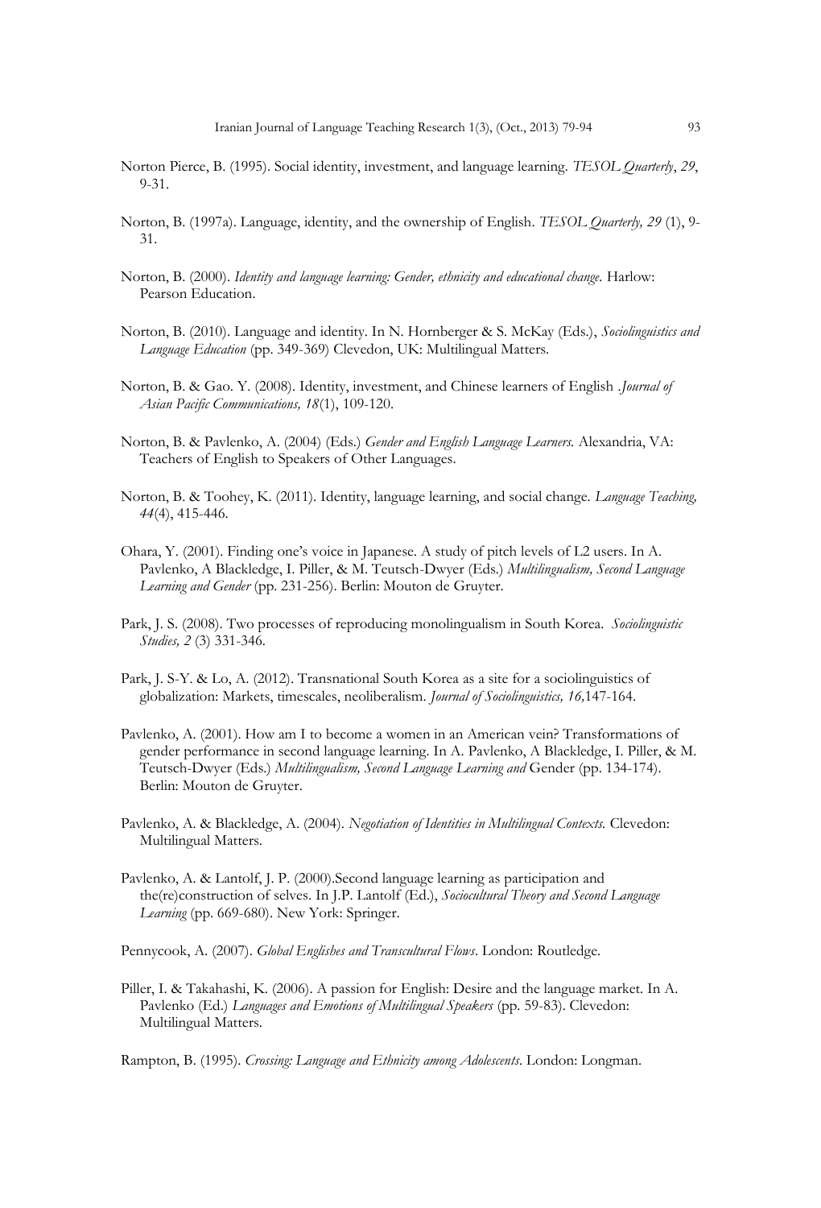Norton Pierce, B. (1995). Social identity, investment, and language learning. *TESOL Quarterly*, *29*, 9-31.

Norton, B. (1997a). Language, identity, and the ownership of English. *TESOL Quarterly, 29* (1), 9-31.

Norton, B. (2000). *Identity and language learning: Gender, ethnicity and educational change.* Harlow: Pearson Education.

Norton, B. (2010). Language and identity. In N. Hornberger & S. McKay (Eds.), *Sociolinguistics and Language Education* (pp. 349-369) Clevedon, UK: Multilingual Matters.

Norton, B. & Gao. Y. (2008). Identity, investment, and Chinese learners of English .*Journal of Asian Pacific Communications, 18*(1), 109-120.

Norton, B. & Pavlenko, A. (2004) (Eds.) *Gender and English Language Learners.* Alexandria, VA: Teachers of English to Speakers of Other Languages.

Norton, B. & Toohey, K. (2011). Identity, language learning, and social change. *Language Teaching, 44*(4), 415-446.

Ohara, Y. (2001). Finding one's voice in Japanese. A study of pitch levels of L2 users. In A. Pavlenko, A Blackledge, I. Piller, & M. Teutsch-Dwyer (Eds.) *Multilingualism, Second Language Learning and Gender* (pp. 231-256). Berlin: Mouton de Gruyter.

Park, J. S. (2008). Two processes of reproducing monolingualism in South Korea. *Sociolinguistic Studies, 2* (3) 331-346.

Park, J. S-Y. & Lo, A. (2012). Transnational South Korea as a site for a sociolinguistics of globalization: Markets, timescales, neoliberalism. *Journal of Sociolinguistics, 16,*147-164.

Pavlenko, A. (2001). How am I to become a women in an American vein? Transformations of gender performance in second language learning. In A. Pavlenko, A Blackledge, I. Piller, & M. Teutsch-Dwyer (Eds.) *Multilingualism, Second Language Learning and* Gender (pp. 134-174). Berlin: Mouton de Gruyter.

Pavlenko, A. & Blackledge, A. (2004). *Negotiation of Identities in Multilingual Contexts.* Clevedon: Multilingual Matters.

Pavlenko, A. & Lantolf, J. P. (2000).Second language learning as participation and the(re)construction of selves. In J.P. Lantolf (Ed.), *Sociocultural Theory and Second Language Learning* (pp. 669-680). New York: Springer.

Pennycook, A. (2007). *Global Englishes and Transcultural Flows*. London: Routledge.

Piller, I. & Takahashi, K. (2006). A passion for English: Desire and the language market. In A. Pavlenko (Ed.) *Languages and Emotions of Multilingual Speakers* (pp. 59-83). Clevedon: Multilingual Matters.

Rampton, B. (1995). *Crossing: Language and Ethnicity among Adolescents*. London: Longman.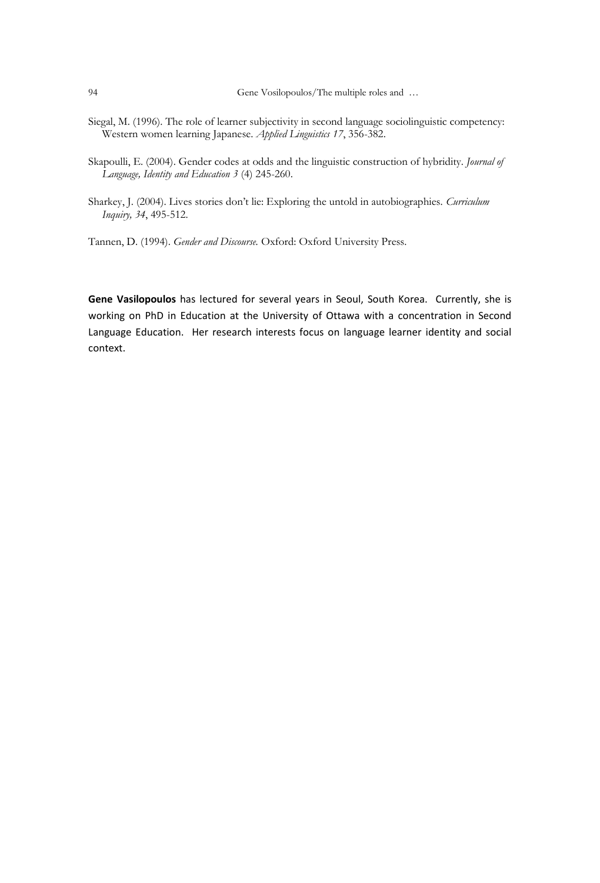Siegal, M. (1996). The role of learner subjectivity in second language sociolinguistic competency: Western women learning Japanese. *Applied Linguistics 17*, 356-382.

Skapoulli, E. (2004). Gender codes at odds and the linguistic construction of hybridity. *Journal of Language, Identity and Education 3* (4) 245-260.

Sharkey, J. (2004). Lives stories don't lie: Exploring the untold in autobiographies. *Curriculum Inquiry, 34*, 495-512.

Tannen, D. (1994). *Gender and Discourse.* Oxford: Oxford University Press.

**Gene Vasilopoulos** has lectured for several years in Seoul, South Korea. Currently, she is working on PhD in Education at the University of Ottawa with a concentration in Second Language Education. Her research interests focus on language learner identity and social context.